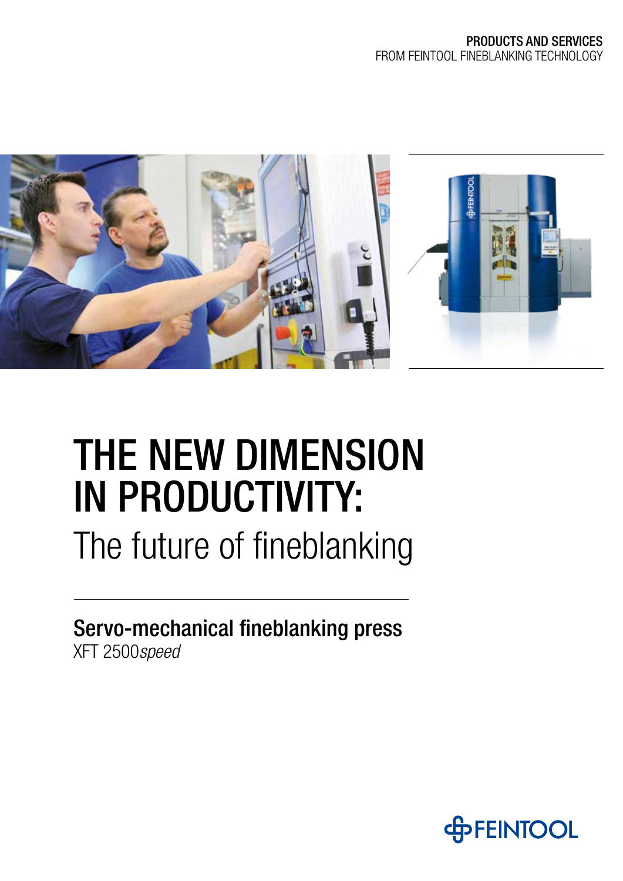**PRODUCTS AND SERVICES**
FROM FEINTOOL FINEBLANKING TECHNOLOGY

# THE NEW DIMENSION IN PRODUCTIVITY:

The future of fineblanking

## Servo-mechanical fineblanking press

XFT 2500*speed*

FEINTOOL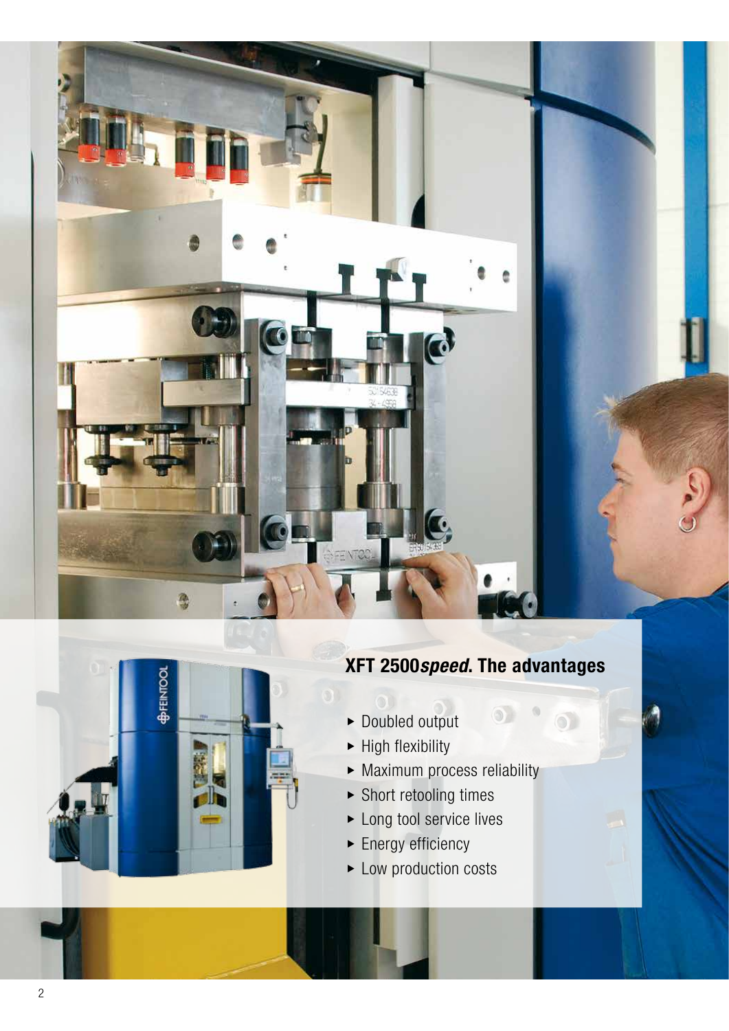## XFT 2500*speed*. The advantages

- Doubled output
- High flexibility
- Maximum process reliability
- Short retooling times
- Long tool service lives
- Energy efficiency
- Low production costs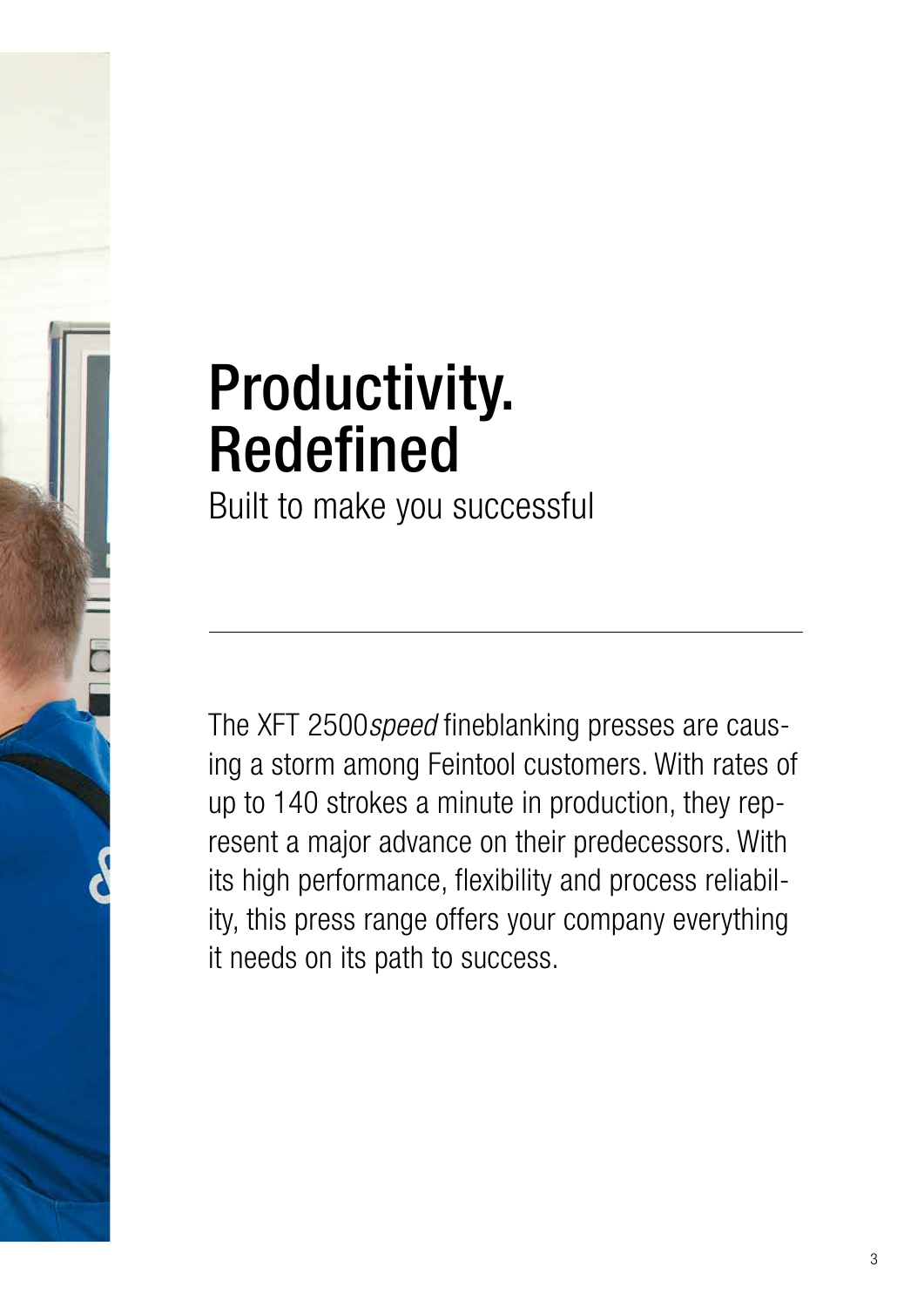# Productivity. Redefined

Built to make you successful

---

The XFT 2500*speed* fineblanking presses are causing a storm among Feintool customers. With rates of up to 140 strokes a minute in production, they represent a major advance on their predecessors. With its high performance, flexibility and process reliability, this press range offers your company everything it needs on its path to success.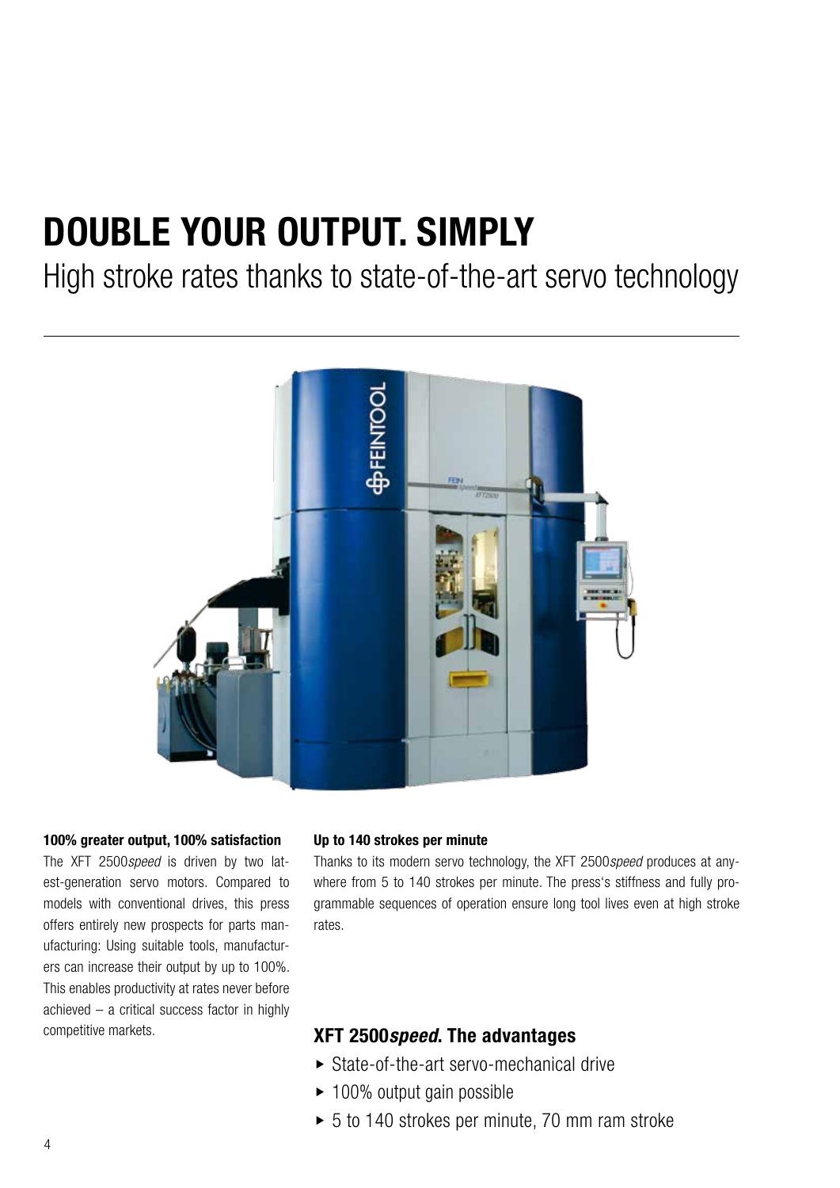# DOUBLE YOUR OUTPUT. SIMPLY

High stroke rates thanks to state-of-the-art servo technology

**100% greater output, 100% satisfaction**

The XFT 2500*speed* is driven by two latest-generation servo motors. Compared to models with conventional drives, this press offers entirely new prospects for parts manufacturing: Using suitable tools, manufacturers can increase their output by up to 100%. This enables productivity at rates never before achieved – a critical success factor in highly competitive markets.

**Up to 140 strokes per minute**

Thanks to its modern servo technology, the XFT 2500*speed* produces at anywhere from 5 to 140 strokes per minute. The press's stiffness and fully programmable sequences of operation ensure long tool lives even at high stroke rates.

## XFT 2500*speed*. The advantages

- State-of-the-art servo-mechanical drive
- 100% output gain possible
- 5 to 140 strokes per minute, 70 mm ram stroke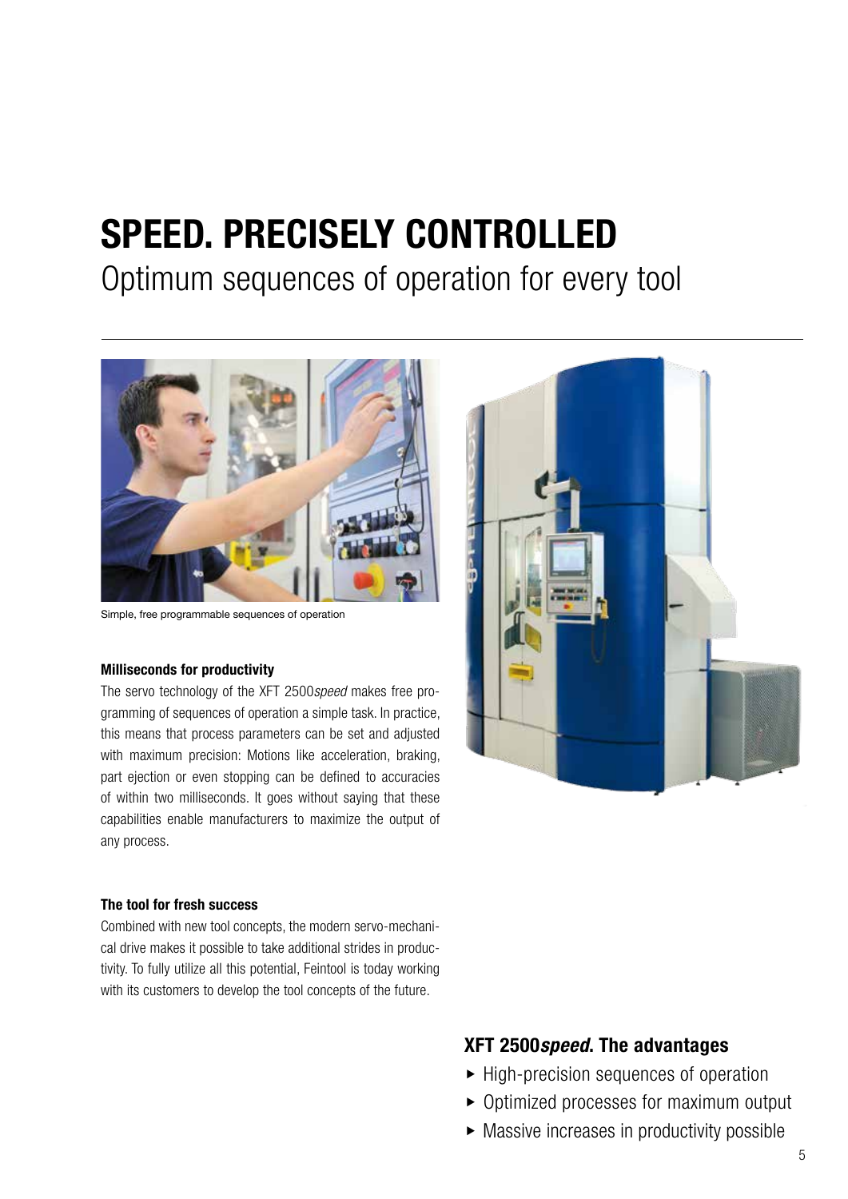# SPEED. PRECISELY CONTROLLED

Optimum sequences of operation for every tool

Simple, free programmable sequences of operation

**Milliseconds for productivity**

The servo technology of the XFT 2500*speed* makes free programming of sequences of operation a simple task. In practice, this means that process parameters can be set and adjusted with maximum precision: Motions like acceleration, braking, part ejection or even stopping can be defined to accuracies of within two milliseconds. It goes without saying that these capabilities enable manufacturers to maximize the output of any process.

**The tool for fresh success**

Combined with new tool concepts, the modern servo-mechanical drive makes it possible to take additional strides in productivity. To fully utilize all this potential, Feintool is today working with its customers to develop the tool concepts of the future.

## XFT 2500*speed*. The advantages

- High-precision sequences of operation
- Optimized processes for maximum output
- Massive increases in productivity possible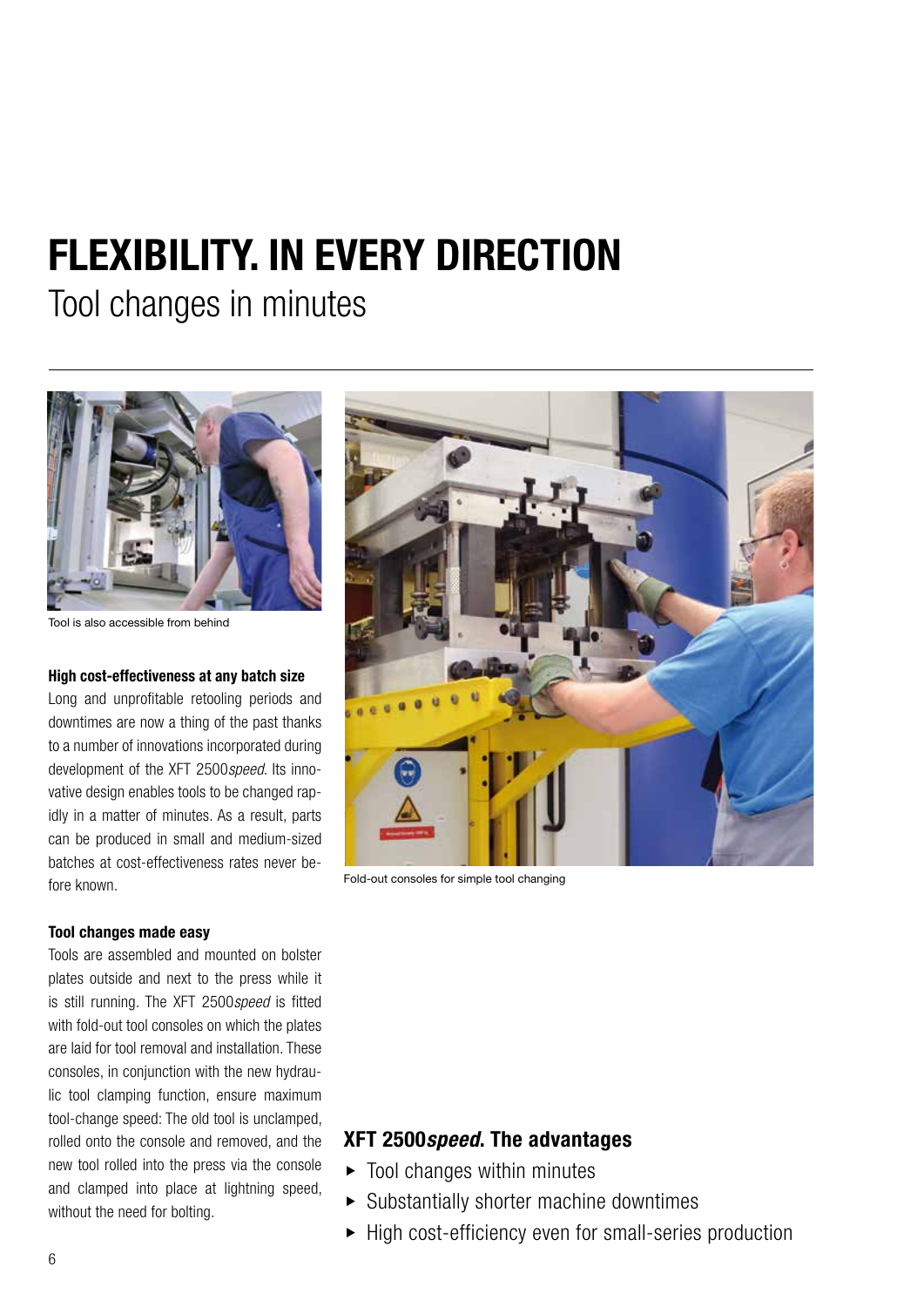# FLEXIBILITY. IN EVERY DIRECTION

## Tool changes in minutes

Tool is also accessible from behind

Fold-out consoles for simple tool changing

**High cost-effectiveness at any batch size**

Long and unprofitable retooling periods and downtimes are now a thing of the past thanks to a number of innovations incorporated during development of the XFT 2500*speed*. Its innovative design enables tools to be changed rapidly in a matter of minutes. As a result, parts can be produced in small and medium-sized batches at cost-effectiveness rates never before known.

**Tool changes made easy**

Tools are assembled and mounted on bolster plates outside and next to the press while it is still running. The XFT 2500*speed* is fitted with fold-out tool consoles on which the plates are laid for tool removal and installation. These consoles, in conjunction with the new hydraulic tool clamping function, ensure maximum tool-change speed: The old tool is unclamped, rolled onto the console and removed, and the new tool rolled into the press via the console and clamped into place at lightning speed, without the need for bolting.

### XFT 2500*speed*. The advantages

- Tool changes within minutes
- Substantially shorter machine downtimes
- High cost-efficiency even for small-series production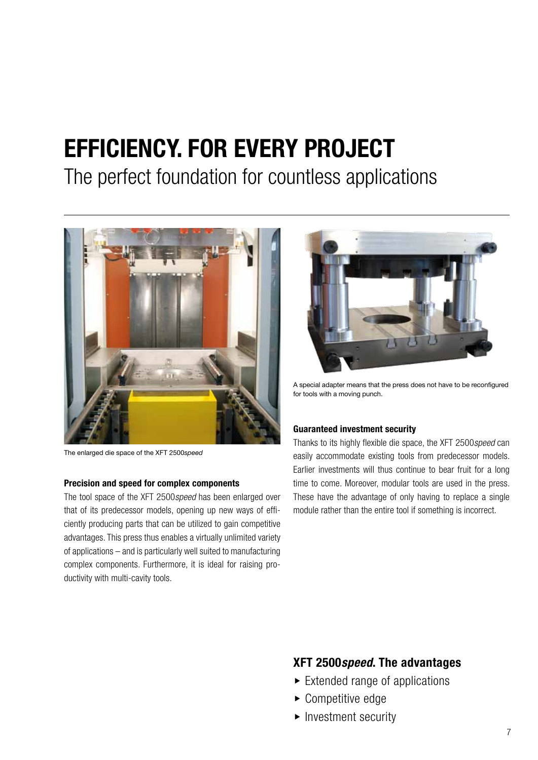# EFFICIENCY. FOR EVERY PROJECT

The perfect foundation for countless applications

The enlarged die space of the XFT 2500*speed*

### Precision and speed for complex components

The tool space of the XFT 2500*speed* has been enlarged over that of its predecessor models, opening up new ways of efficiently producing parts that can be utilized to gain competitive advantages. This press thus enables a virtually unlimited variety of applications – and is particularly well suited to manufacturing complex components. Furthermore, it is ideal for raising productivity with multi-cavity tools.

A special adapter means that the press does not have to be reconfigured for tools with a moving punch.

### Guaranteed investment security

Thanks to its highly flexible die space, the XFT 2500*speed* can easily accommodate existing tools from predecessor models. Earlier investments will thus continue to bear fruit for a long time to come. Moreover, modular tools are used in the press. These have the advantage of only having to replace a single module rather than the entire tool if something is incorrect.

## XFT 2500*speed*. The advantages

- Extended range of applications
- Competitive edge
- Investment security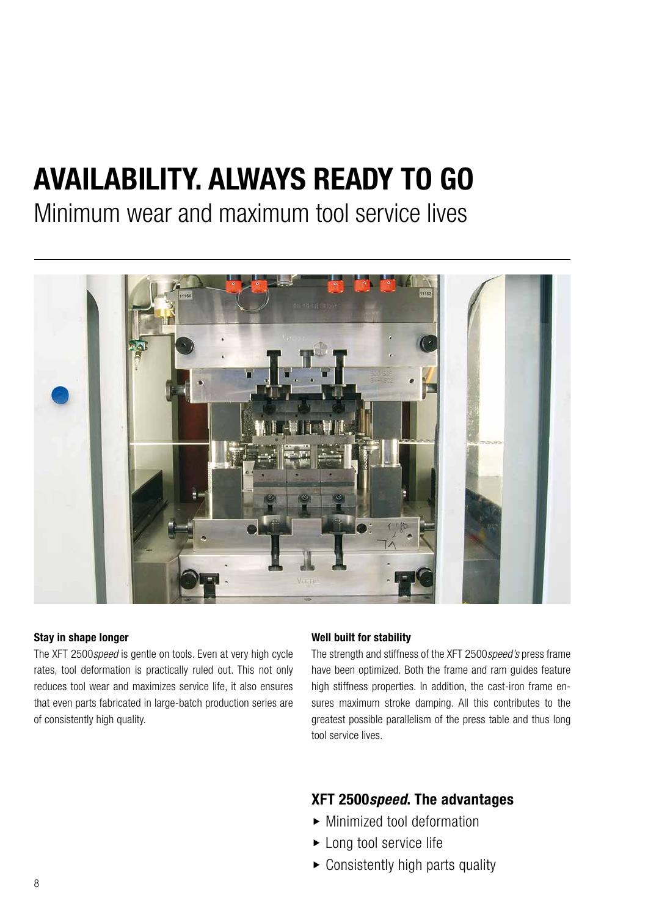# AVAILABILITY. ALWAYS READY TO GO

## Minimum wear and maximum tool service lives

**Stay in shape longer**

The XFT 2500*speed* is gentle on tools. Even at very high cycle rates, tool deformation is practically ruled out. This not only reduces tool wear and maximizes service life, it also ensures that even parts fabricated in large-batch production series are of consistently high quality.

**Well built for stability**

The strength and stiffness of the XFT 2500*speed's* press frame have been optimized. Both the frame and ram guides feature high stiffness properties. In addition, the cast-iron frame ensures maximum stroke damping. All this contributes to the greatest possible parallelism of the press table and thus long tool service lives.

### XFT 2500*speed*. The advantages

- Minimized tool deformation
- Long tool service life
- Consistently high parts quality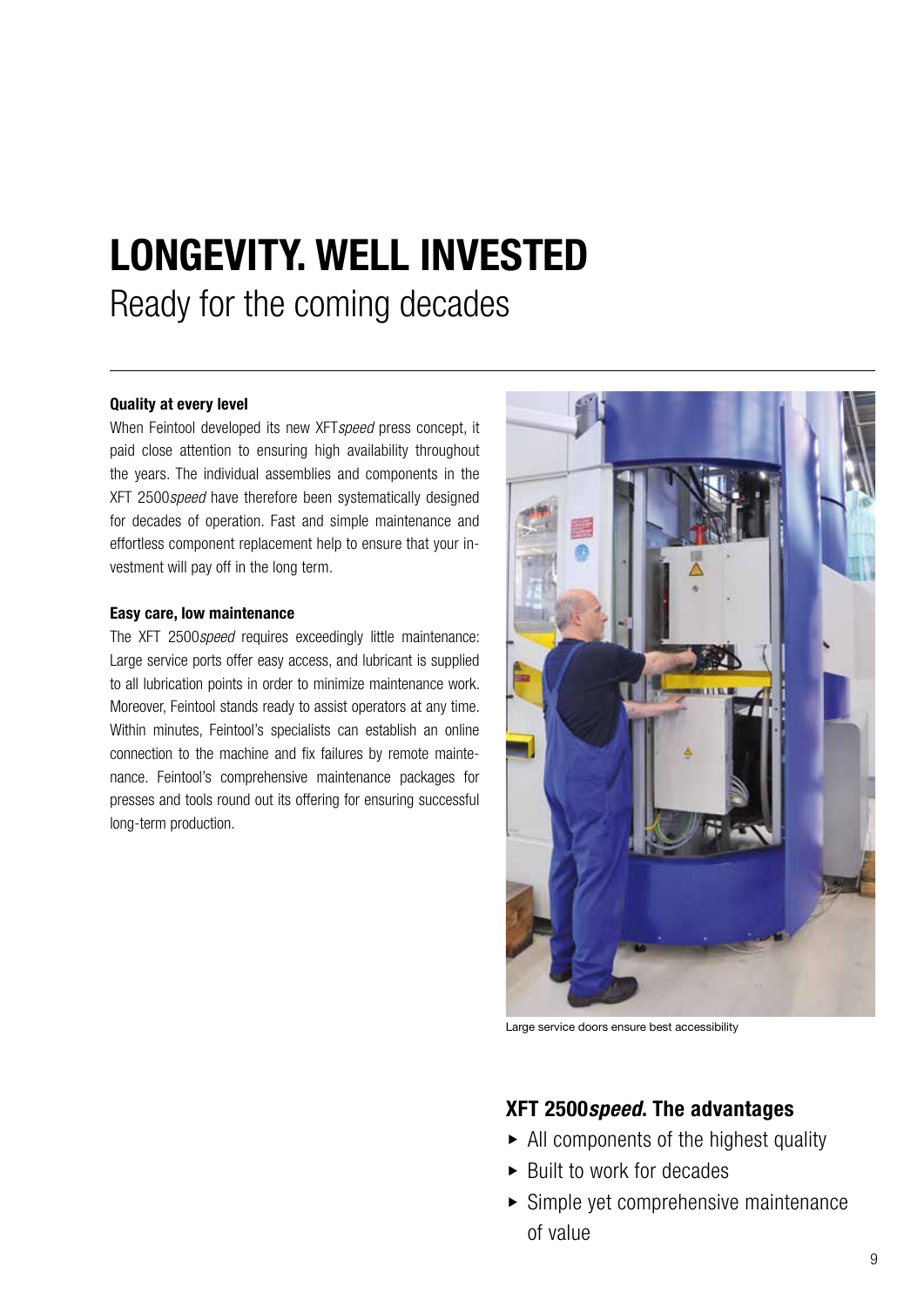# LONGEVITY. WELL INVESTED

## Ready for the coming decades

**Quality at every level**

When Feintool developed its new XFT*speed* press concept, it paid close attention to ensuring high availability throughout the years. The individual assemblies and components in the XFT 2500*speed* have therefore been systematically designed for decades of operation. Fast and simple maintenance and effortless component replacement help to ensure that your investment will pay off in the long term.

**Easy care, low maintenance**

The XFT 2500*speed* requires exceedingly little maintenance: Large service ports offer easy access, and lubricant is supplied to all lubrication points in order to minimize maintenance work. Moreover, Feintool stands ready to assist operators at any time. Within minutes, Feintool's specialists can establish an online connection to the machine and fix failures by remote maintenance. Feintool's comprehensive maintenance packages for presses and tools round out its offering for ensuring successful long-term production.

Large service doors ensure best accessibility

### XFT 2500*speed*. The advantages

- All components of the highest quality
- Built to work for decades
- Simple yet comprehensive maintenance of value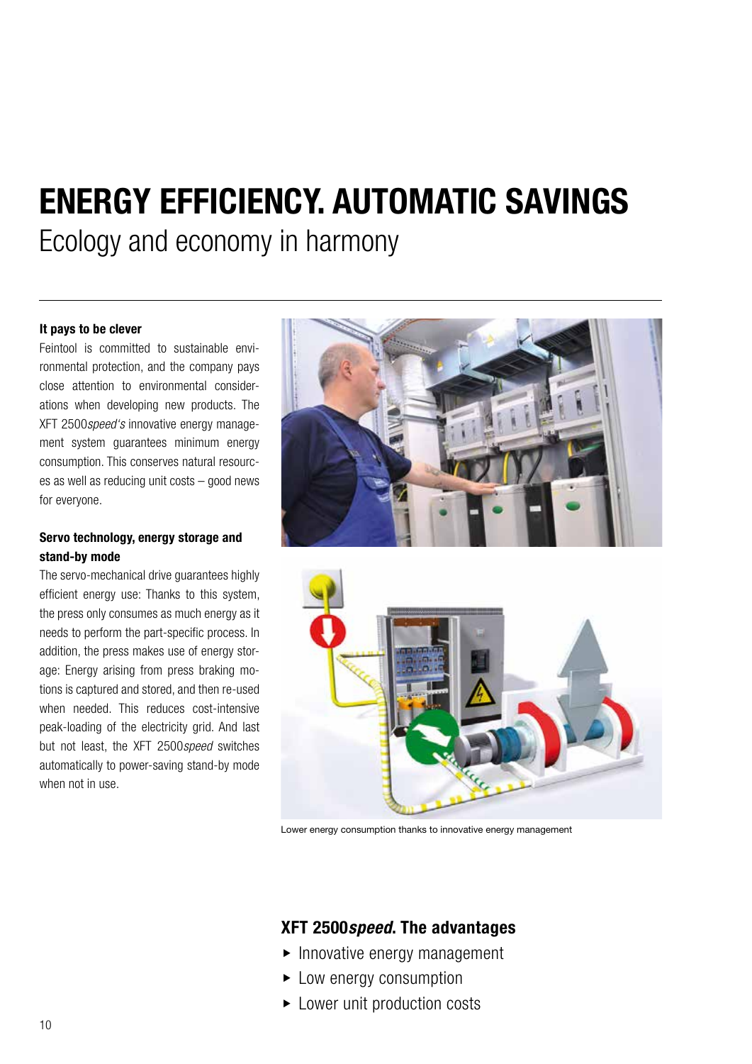# ENERGY EFFICIENCY. AUTOMATIC SAVINGS

## Ecology and economy in harmony

**It pays to be clever**

Feintool is committed to sustainable environmental protection, and the company pays close attention to environmental considerations when developing new products. The XFT 2500*speed's* innovative energy management system guarantees minimum energy consumption. This conserves natural resources as well as reducing unit costs – good news for everyone.

**Servo technology, energy storage and stand-by mode**

The servo-mechanical drive guarantees highly efficient energy use: Thanks to this system, the press only consumes as much energy as it needs to perform the part-specific process. In addition, the press makes use of energy storage: Energy arising from press braking motions is captured and stored, and then re-used when needed. This reduces cost-intensive peak-loading of the electricity grid. And last but not least, the XFT 2500*speed* switches automatically to power-saving stand-by mode when not in use.

Lower energy consumption thanks to innovative energy management

### XFT 2500*speed*. The advantages

- Innovative energy management
- Low energy consumption
- Lower unit production costs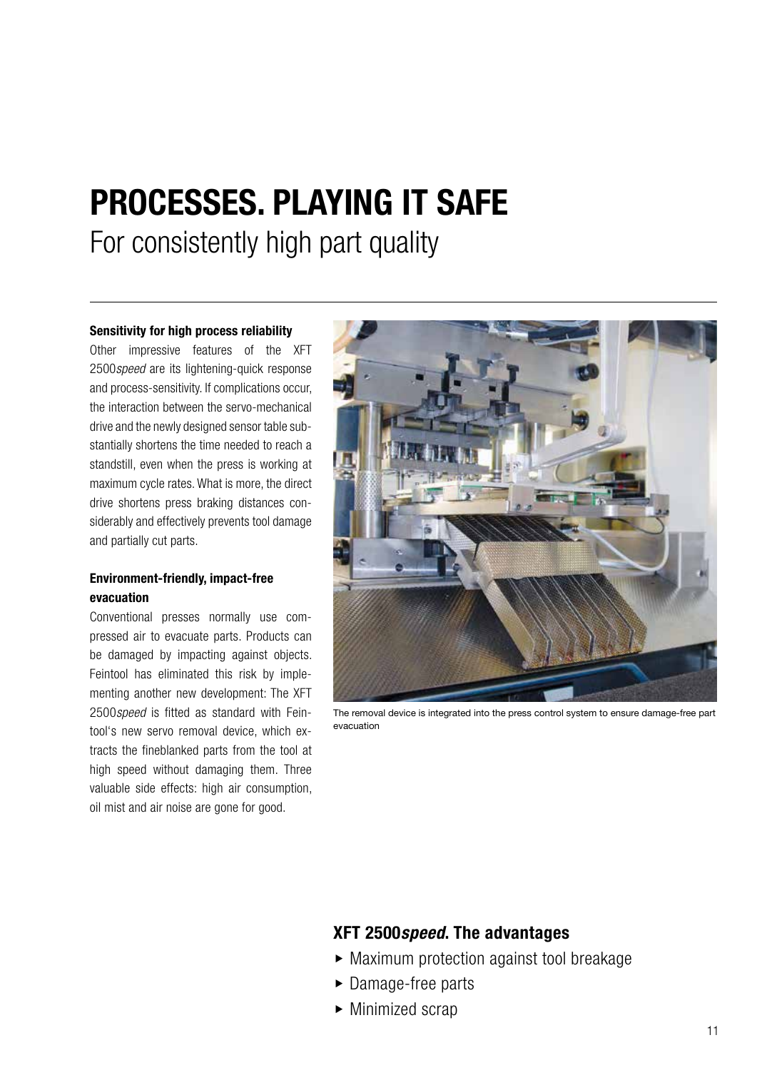# PROCESSES. PLAYING IT SAFE

For consistently high part quality

**Sensitivity for high process reliability**

Other impressive features of the XFT 2500*speed* are its lightening-quick response and process-sensitivity. If complications occur, the interaction between the servo-mechanical drive and the newly designed sensor table substantially shortens the time needed to reach a standstill, even when the press is working at maximum cycle rates. What is more, the direct drive shortens press braking distances considerably and effectively prevents tool damage and partially cut parts.

**Environment-friendly, impact-free evacuation**

Conventional presses normally use compressed air to evacuate parts. Products can be damaged by impacting against objects. Feintool has eliminated this risk by implementing another new development: The XFT 2500*speed* is fitted as standard with Feintool's new servo removal device, which extracts the fineblanked parts from the tool at high speed without damaging them. Three valuable side effects: high air consumption, oil mist and air noise are gone for good.

The removal device is integrated into the press control system to ensure damage-free part evacuation

### XFT 2500*speed*. The advantages

- Maximum protection against tool breakage
- Damage-free parts
- Minimized scrap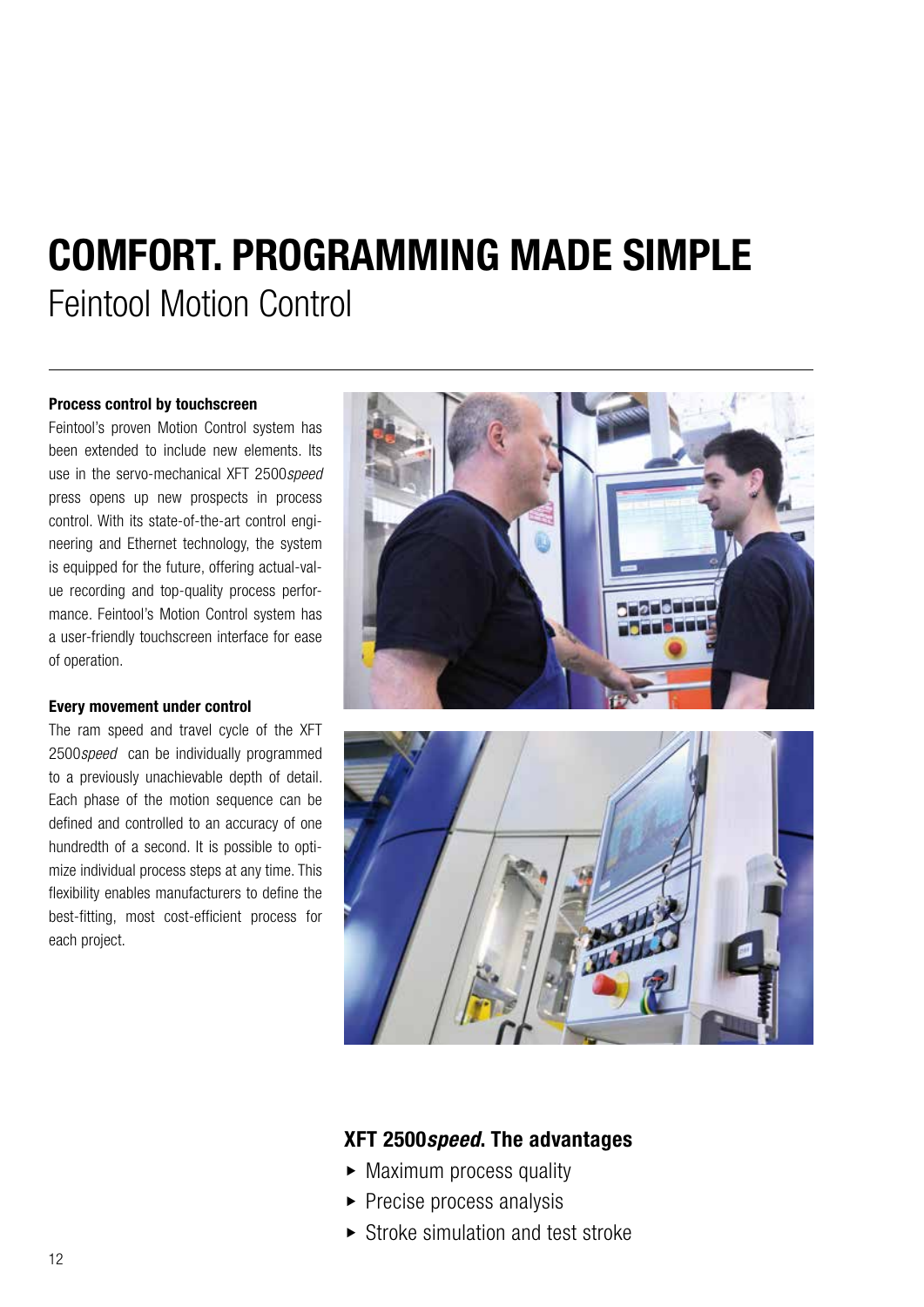# COMFORT. PROGRAMMING MADE SIMPLE

## Feintool Motion Control

**Process control by touchscreen**

Feintool's proven Motion Control system has been extended to include new elements. Its use in the servo-mechanical XFT 2500*speed* press opens up new prospects in process control. With its state-of-the-art control engineering and Ethernet technology, the system is equipped for the future, offering actual-value recording and top-quality process performance. Feintool's Motion Control system has a user-friendly touchscreen interface for ease of operation.

**Every movement under control**

The ram speed and travel cycle of the XFT 2500*speed* can be individually programmed to a previously unachievable depth of detail. Each phase of the motion sequence can be defined and controlled to an accuracy of one hundredth of a second. It is possible to optimize individual process steps at any time. This flexibility enables manufacturers to define the best-fitting, most cost-efficient process for each project.

### XFT 2500*speed*. The advantages

- Maximum process quality
- Precise process analysis
- Stroke simulation and test stroke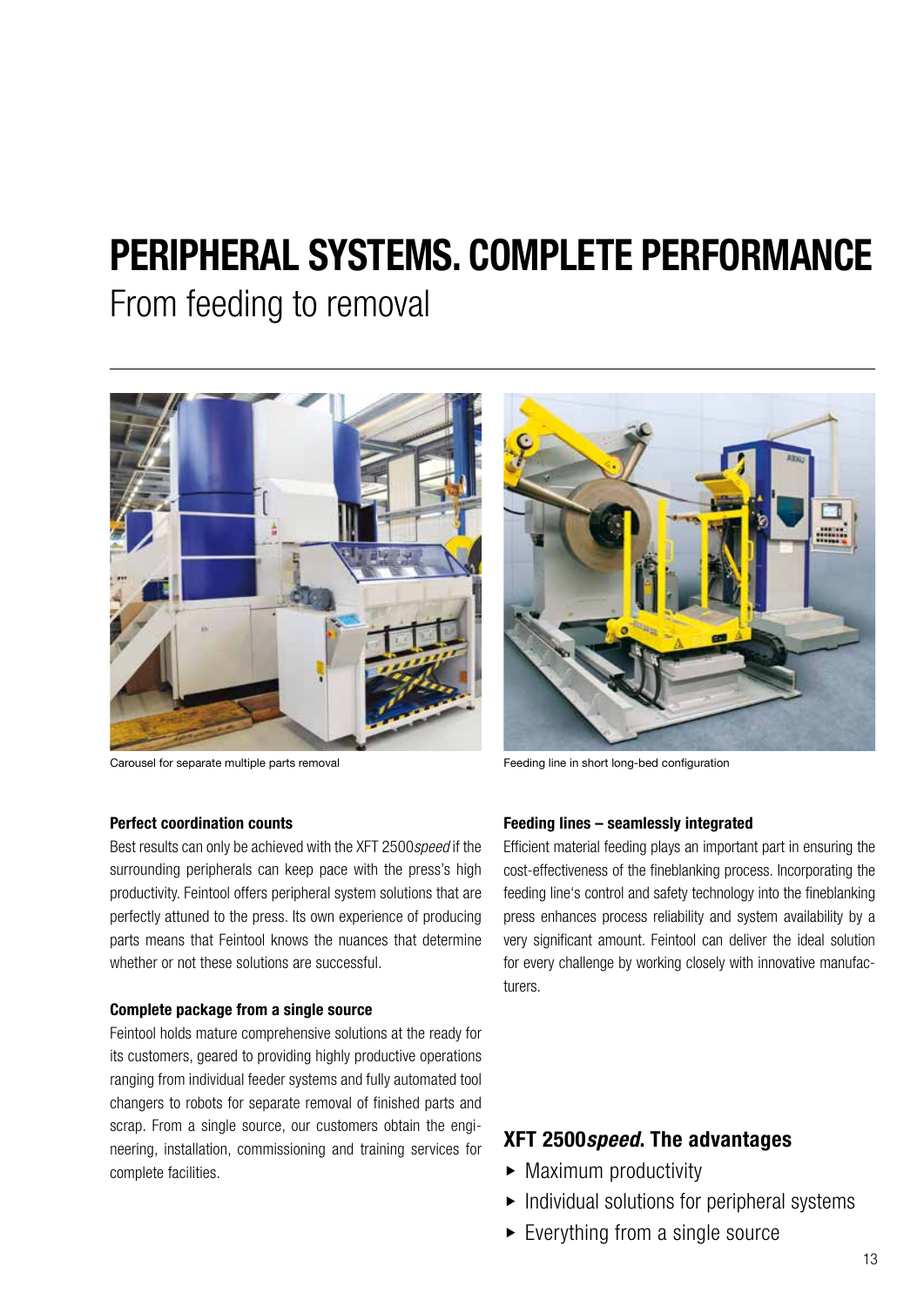# PERIPHERAL SYSTEMS. COMPLETE PERFORMANCE

## From feeding to removal

Carousel for separate multiple parts removal

Feeding line in short long-bed configuration

### Perfect coordination counts

Best results can only be achieved with the XFT 2500*speed* if the surrounding peripherals can keep pace with the press's high productivity. Feintool offers peripheral system solutions that are perfectly attuned to the press. Its own experience of producing parts means that Feintool knows the nuances that determine whether or not these solutions are successful.

### Complete package from a single source

Feintool holds mature comprehensive solutions at the ready for its customers, geared to providing highly productive operations ranging from individual feeder systems and fully automated tool changers to robots for separate removal of finished parts and scrap. From a single source, our customers obtain the engineering, installation, commissioning and training services for complete facilities.

### Feeding lines – seamlessly integrated

Efficient material feeding plays an important part in ensuring the cost-effectiveness of the fineblanking process. Incorporating the feeding line's control and safety technology into the fineblanking press enhances process reliability and system availability by a very significant amount. Feintool can deliver the ideal solution for every challenge by working closely with innovative manufacturers.

## XFT 2500*speed*. The advantages

- Maximum productivity
- Individual solutions for peripheral systems
- Everything from a single source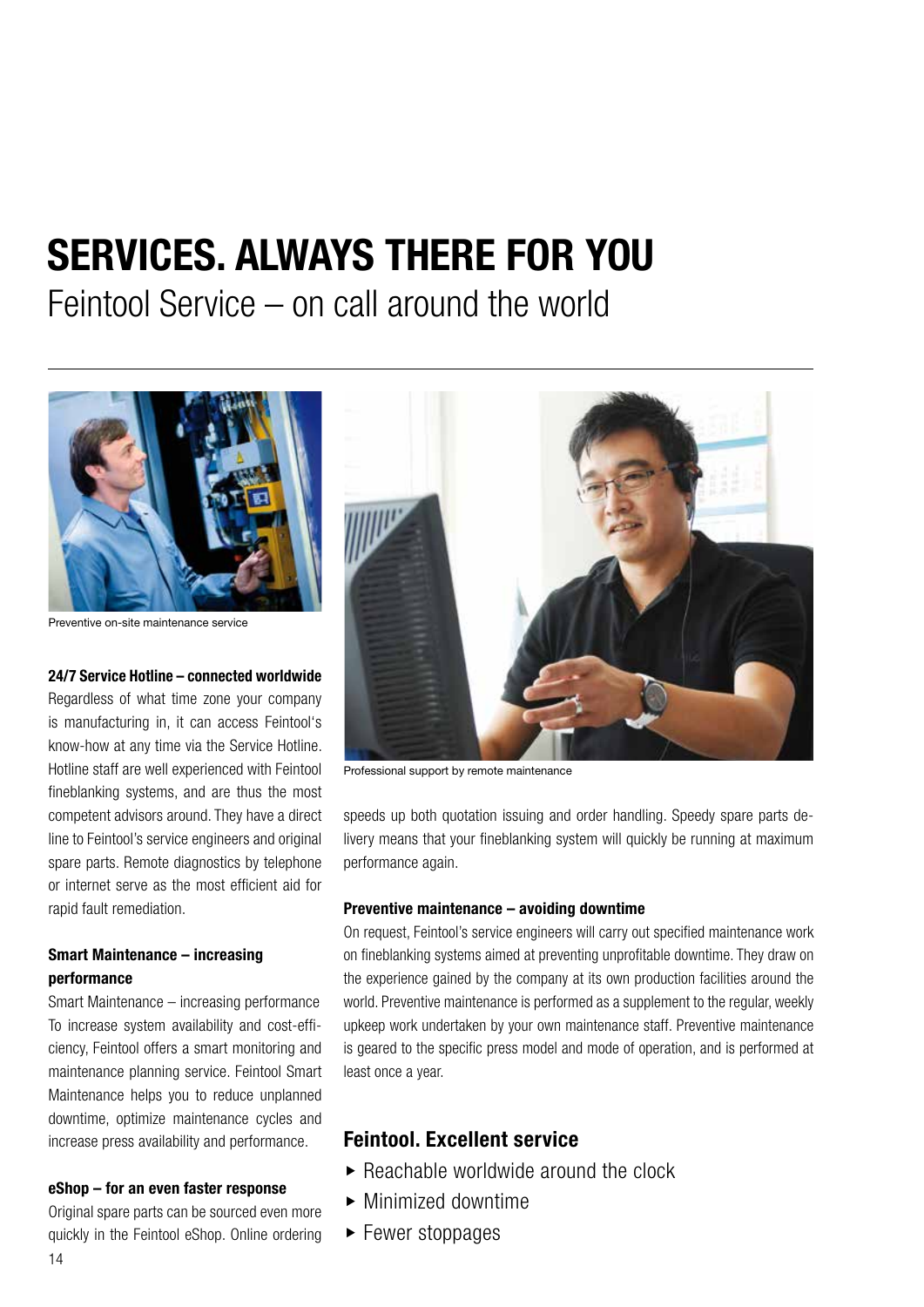# SERVICES. ALWAYS THERE FOR YOU

## Feintool Service – on call around the world

Preventive on-site maintenance service

Professional support by remote maintenance

**24/7 Service Hotline – connected worldwide**

Regardless of what time zone your company is manufacturing in, it can access Feintool's know-how at any time via the Service Hotline. Hotline staff are well experienced with Feintool fineblanking systems, and are thus the most competent advisors around. They have a direct line to Feintool's service engineers and original spare parts. Remote diagnostics by telephone or internet serve as the most efficient aid for rapid fault remediation.

**Smart Maintenance – increasing performance**

Smart Maintenance – increasing performance To increase system availability and cost-efficiency, Feintool offers a smart monitoring and maintenance planning service. Feintool Smart Maintenance helps you to reduce unplanned downtime, optimize maintenance cycles and increase press availability and performance.

**eShop – for an even faster response**

Original spare parts can be sourced even more quickly in the Feintool eShop. Online ordering speeds up both quotation issuing and order handling. Speedy spare parts delivery means that your fineblanking system will quickly be running at maximum performance again.

**Preventive maintenance – avoiding downtime**

On request, Feintool's service engineers will carry out specified maintenance work on fineblanking systems aimed at preventing unprofitable downtime. They draw on the experience gained by the company at its own production facilities around the world. Preventive maintenance is performed as a supplement to the regular, weekly upkeep work undertaken by your own maintenance staff. Preventive maintenance is geared to the specific press model and mode of operation, and is performed at least once a year.

### Feintool. Excellent service

- Reachable worldwide around the clock
- Minimized downtime
- Fewer stoppages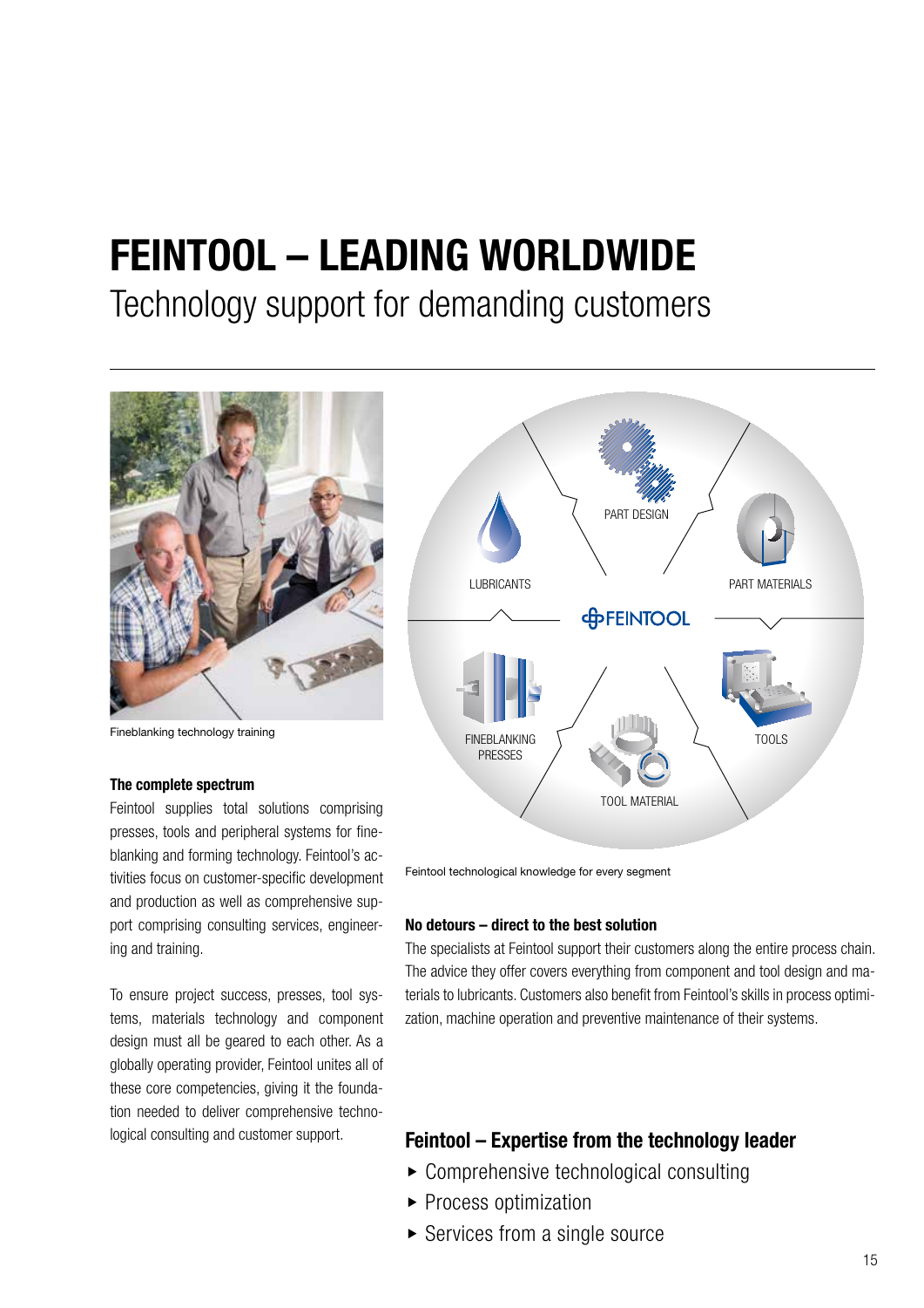# FEINTOOL – LEADING WORLDWIDE

Technology support for demanding customers

Fineblanking technology training

Feintool technological knowledge for every segment

### The complete spectrum

Feintool supplies total solutions comprising presses, tools and peripheral systems for fineblanking and forming technology. Feintool's activities focus on customer-specific development and production as well as comprehensive support comprising consulting services, engineering and training.

To ensure project success, presses, tool systems, materials technology and component design must all be geared to each other. As a globally operating provider, Feintool unites all of these core competencies, giving it the foundation needed to deliver comprehensive technological consulting and customer support.

### No detours – direct to the best solution

The specialists at Feintool support their customers along the entire process chain. The advice they offer covers everything from component and tool design and materials to lubricants. Customers also benefit from Feintool's skills in process optimization, machine operation and preventive maintenance of their systems.

## Feintool – Expertise from the technology leader

- Comprehensive technological consulting
- Process optimization
- Services from a single source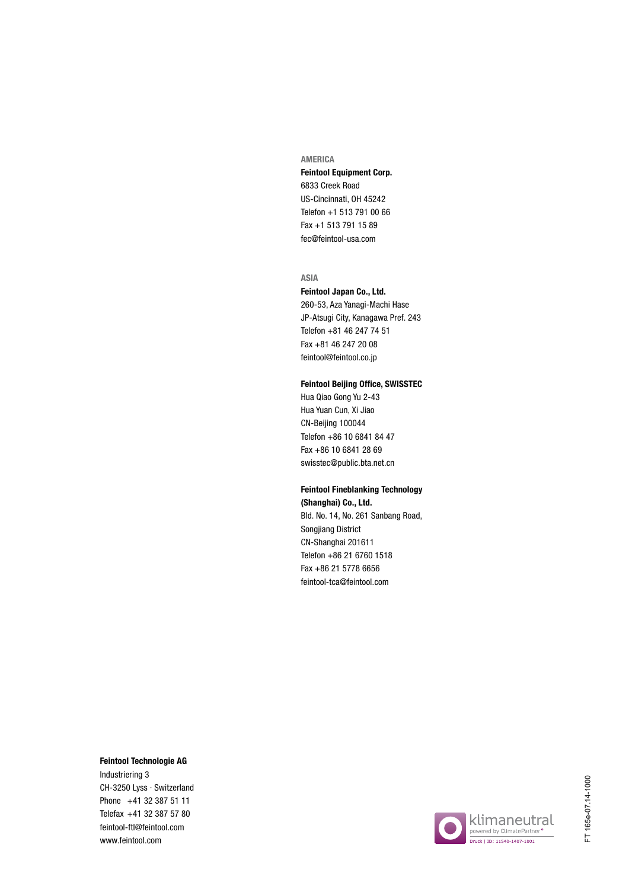**AMERICA**

**Feintool Equipment Corp.**
6833 Creek Road
US-Cincinnati, OH 45242
Telefon +1 513 791 00 66
Fax +1 513 791 15 89
fec@feintool-usa.com

**ASIA**

**Feintool Japan Co., Ltd.**
260-53, Aza Yanagi-Machi Hase
JP-Atsugi City, Kanagawa Pref. 243
Telefon +81 46 247 74 51
Fax +81 46 247 20 08
feintool@feintool.co.jp

**Feintool Beijing Office, SWISSTEC**
Hua Qiao Gong Yu 2-43
Hua Yuan Cun, Xi Jiao
CN-Beijing 100044
Telefon +86 10 6841 84 47
Fax +86 10 6841 28 69
swisstec@public.bta.net.cn

**Feintool Fineblanking Technology (Shanghai) Co., Ltd.**
Bld. No. 14, No. 261 Sanbang Road,
Songjiang District
CN-Shanghai 201611
Telefon +86 21 6760 1518
Fax +86 21 5778 6656
feintool-tca@feintool.com

**Feintool Technologie AG**
Industriering 3
CH-3250 Lyss · Switzerland
Phone +41 32 387 51 11
Telefax +41 32 387 57 80
feintool-ftl@feintool.com
www.feintool.com

klimaneutral
powered by ClimatePartner°
Druck | ID: 11540-1407-1001

FT 165e-07.14-1000